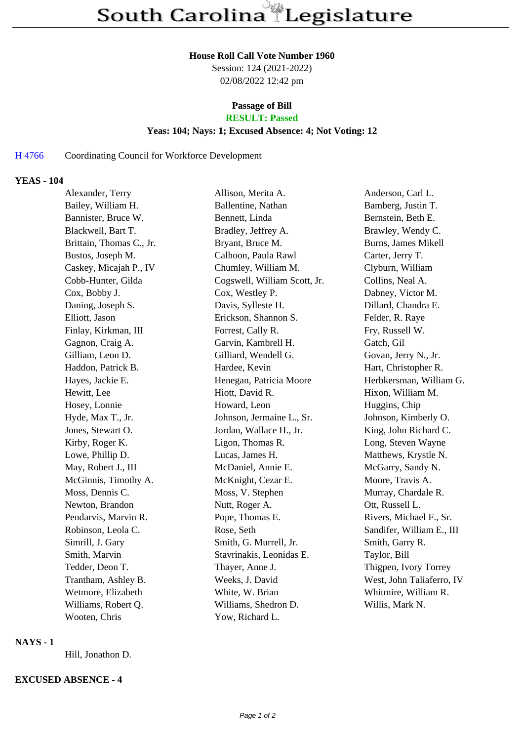# South Carolina Legislature

**House Roll Call Vote Number 1960**
Session: 124 (2021-2022)
02/08/2022 12:42 pm

**Passage of Bill**
**RESULT: Passed**
**Yeas: 104; Nays: 1; Excused Absence: 4; Not Voting: 12**

H 4766 Coordinating Council for Workforce Development

## YEAS - 104

| | | |
|---|---|---|
| Alexander, Terry | Allison, Merita A. | Anderson, Carl L. |
| Bailey, William H. | Ballentine, Nathan | Bamberg, Justin T. |
| Bannister, Bruce W. | Bennett, Linda | Bernstein, Beth E. |
| Blackwell, Bart T. | Bradley, Jeffrey A. | Brawley, Wendy C. |
| Brittain, Thomas C., Jr. | Bryant, Bruce M. | Burns, James Mikell |
| Bustos, Joseph M. | Calhoon, Paula Rawl | Carter, Jerry T. |
| Caskey, Micajah P., IV | Chumley, William M. | Clyburn, William |
| Cobb-Hunter, Gilda | Cogswell, William Scott, Jr. | Collins, Neal A. |
| Cox, Bobby J. | Cox, Westley P. | Dabney, Victor M. |
| Daning, Joseph S. | Davis, Sylleste H. | Dillard, Chandra E. |
| Elliott, Jason | Erickson, Shannon S. | Felder, R. Raye |
| Finlay, Kirkman, III | Forrest, Cally R. | Fry, Russell W. |
| Gagnon, Craig A. | Garvin, Kambrell H. | Gatch, Gil |
| Gilliam, Leon D. | Gilliard, Wendell G. | Govan, Jerry N., Jr. |
| Haddon, Patrick B. | Hardee, Kevin | Hart, Christopher R. |
| Hayes, Jackie E. | Henegan, Patricia Moore | Herbkersman, William G. |
| Hewitt, Lee | Hiott, David R. | Hixon, William M. |
| Hosey, Lonnie | Howard, Leon | Huggins, Chip |
| Hyde, Max T., Jr. | Johnson, Jermaine L., Sr. | Johnson, Kimberly O. |
| Jones, Stewart O. | Jordan, Wallace H., Jr. | King, John Richard C. |
| Kirby, Roger K. | Ligon, Thomas R. | Long, Steven Wayne |
| Lowe, Phillip D. | Lucas, James H. | Matthews, Krystle N. |
| May, Robert J., III | McDaniel, Annie E. | McGarry, Sandy N. |
| McGinnis, Timothy A. | McKnight, Cezar E. | Moore, Travis A. |
| Moss, Dennis C. | Moss, V. Stephen | Murray, Chardale R. |
| Newton, Brandon | Nutt, Roger A. | Ott, Russell L. |
| Pendarvis, Marvin R. | Pope, Thomas E. | Rivers, Michael F., Sr. |
| Robinson, Leola C. | Rose, Seth | Sandifer, William E., III |
| Simrill, J. Gary | Smith, G. Murrell, Jr. | Smith, Garry R. |
| Smith, Marvin | Stavrinakis, Leonidas E. | Taylor, Bill |
| Tedder, Deon T. | Thayer, Anne J. | Thigpen, Ivory Torrey |
| Trantham, Ashley B. | Weeks, J. David | West, John Taliaferro, IV |
| Wetmore, Elizabeth | White, W. Brian | Whitmire, William R. |
| Williams, Robert Q. | Williams, Shedron D. | Willis, Mark N. |
| Wooten, Chris | Yow, Richard L. | |

## NAYS - 1

Hill, Jonathon D.

## EXCUSED ABSENCE - 4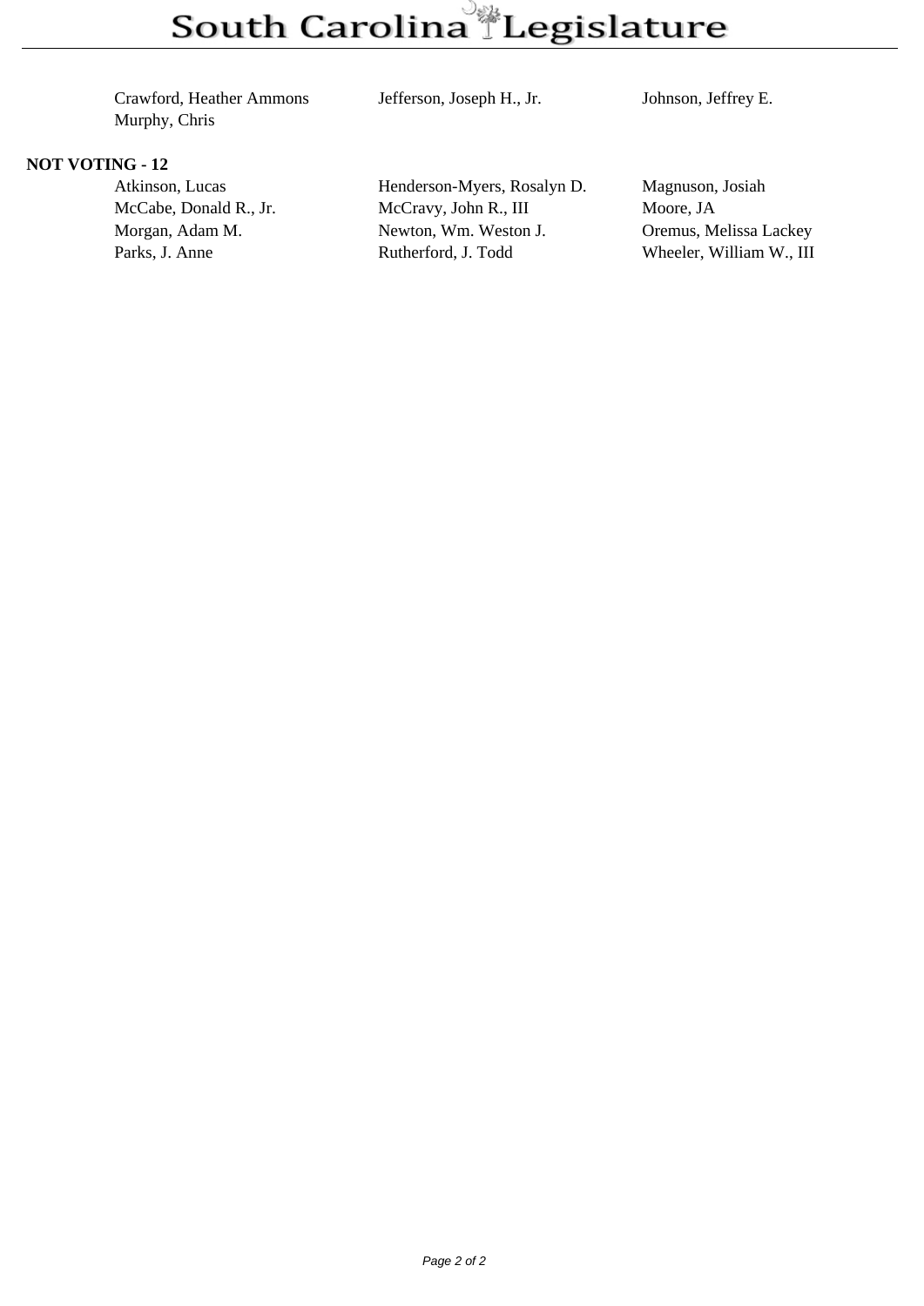| | | |
|---|---|---|
| Crawford, Heather Ammons | Jefferson, Joseph H., Jr. | Johnson, Jeffrey E. |
| Murphy, Chris | | |

**NOT VOTING - 12**

| | | |
|---|---|---|
| Atkinson, Lucas | Henderson-Myers, Rosalyn D. | Magnuson, Josiah |
| McCabe, Donald R., Jr. | McCravy, John R., III | Moore, JA |
| Morgan, Adam M. | Newton, Wm. Weston J. | Oremus, Melissa Lackey |
| Parks, J. Anne | Rutherford, J. Todd | Wheeler, William W., III |